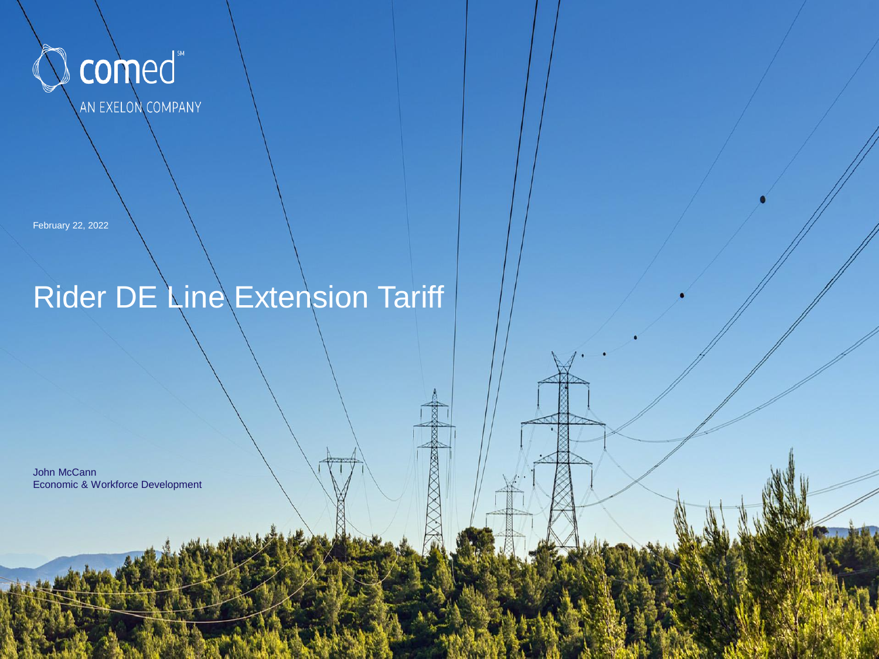comed
AN EXELON COMPANY

February 22, 2022

# Rider DE Line Extension Tariff

John McCann
Economic & Workforce Development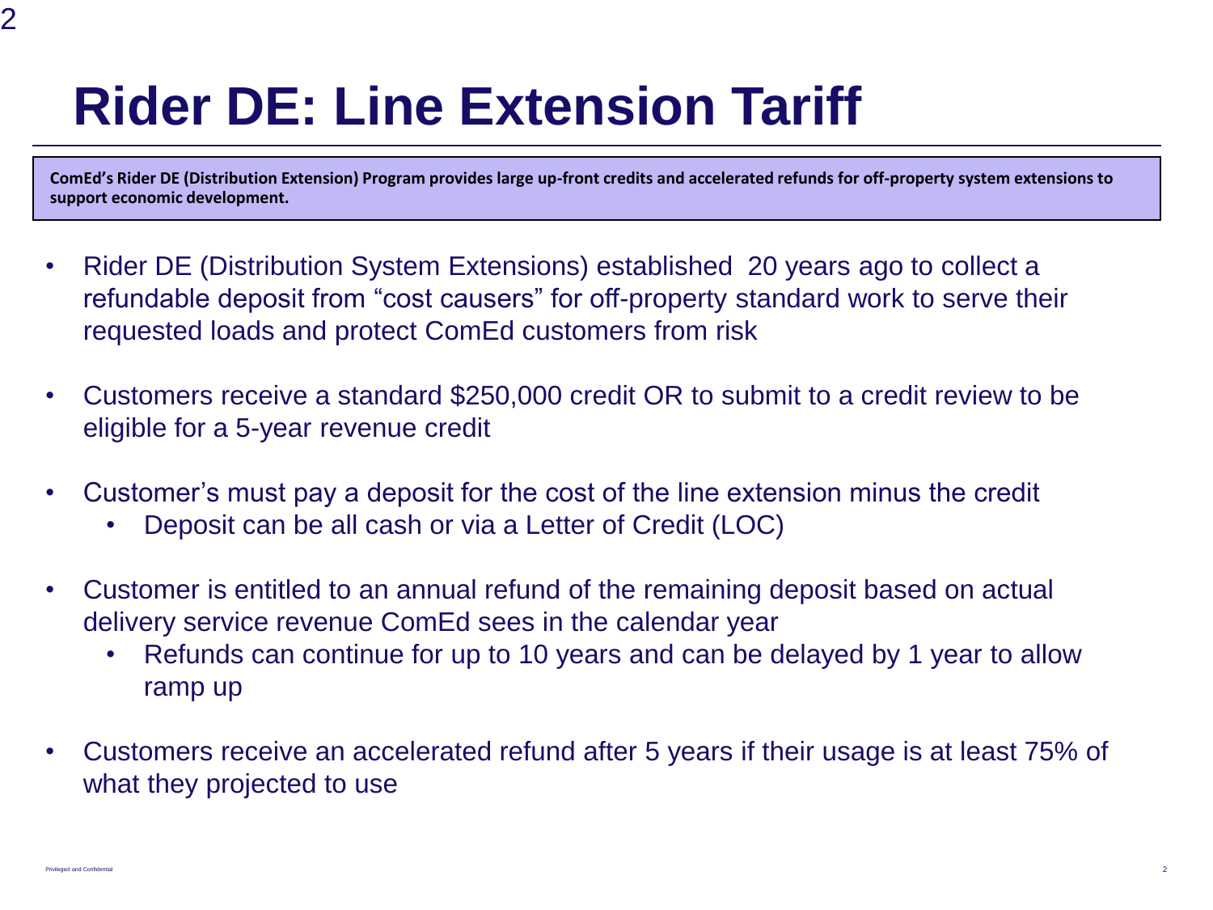# Rider DE: Line Extension Tariff

**ComEd's Rider DE (Distribution Extension) Program provides large up-front credits and accelerated refunds for off-property system extensions to support economic development.**

- Rider DE (Distribution System Extensions) established  20 years ago to collect a refundable deposit from "cost causers" for off-property standard work to serve their requested loads and protect ComEd customers from risk
- Customers receive a standard $250,000 credit OR to submit to a credit review to be eligible for a 5-year revenue credit
- Customer's must pay a deposit for the cost of the line extension minus the credit
  - Deposit can be all cash or via a Letter of Credit (LOC)
- Customer is entitled to an annual refund of the remaining deposit based on actual delivery service revenue ComEd sees in the calendar year
  - Refunds can continue for up to 10 years and can be delayed by 1 year to allow ramp up
- Customers receive an accelerated refund after 5 years if their usage is at least 75% of what they projected to use

Privileged and Confidential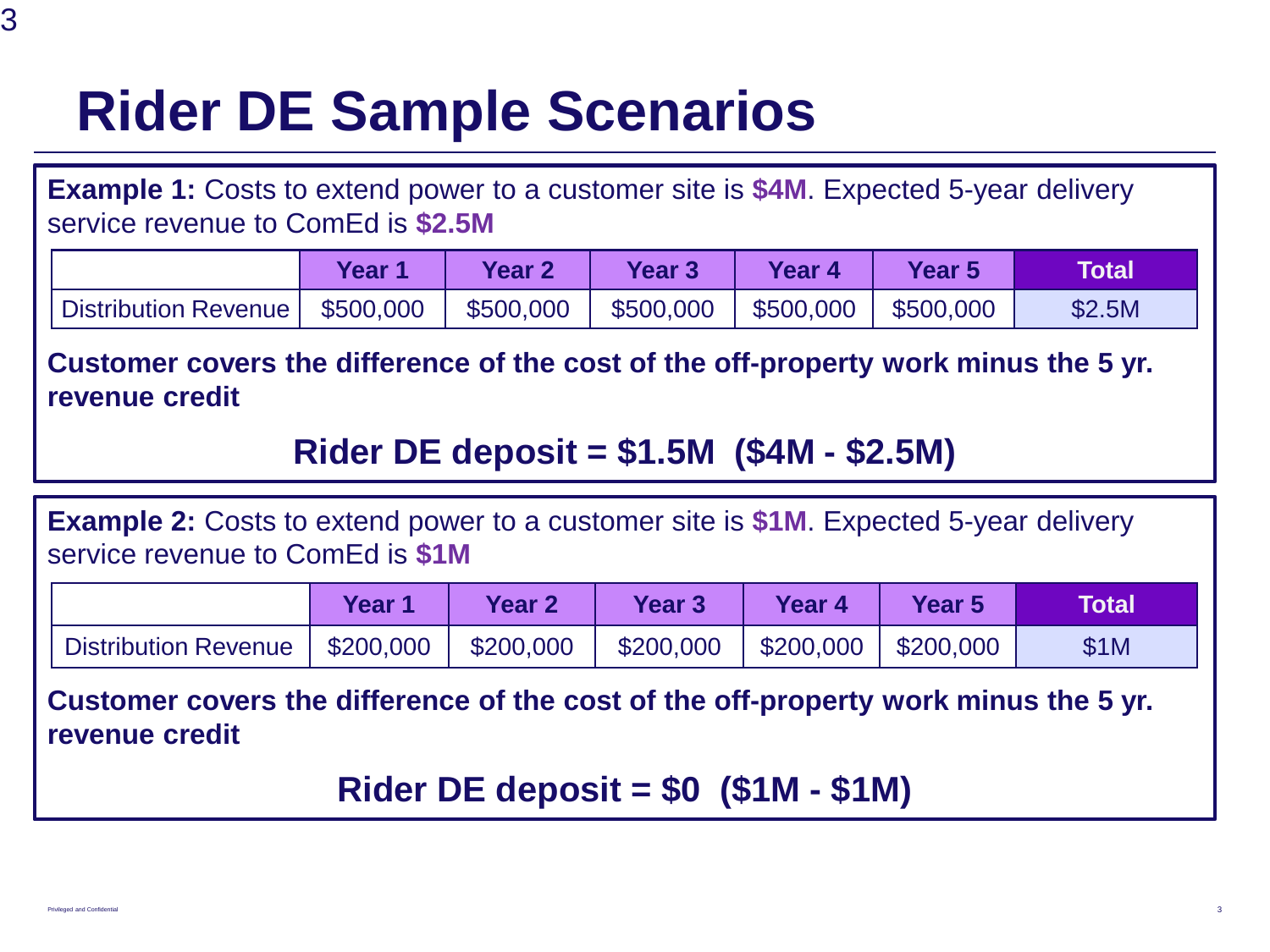# Rider DE Sample Scenarios

**Example 1:** Costs to extend power to a customer site is **$4M**. Expected 5-year delivery service revenue to ComEd is **$2.5M**

| | Year 1 | Year 2 | Year 3 | Year 4 | Year 5 | Total |
|---|---|---|---|---|---|---|
| Distribution Revenue | $500,000 | $500,000 | $500,000 | $500,000 | $500,000 | $2.5M |

**Customer covers the difference of the cost of the off-property work minus the 5 yr. revenue credit**

**Rider DE deposit = $1.5M ($4M - $2.5M)**

**Example 2:** Costs to extend power to a customer site is **$1M**. Expected 5-year delivery service revenue to ComEd is **$1M**

| | Year 1 | Year 2 | Year 3 | Year 4 | Year 5 | Total |
|---|---|---|---|---|---|---|
| Distribution Revenue | $200,000 | $200,000 | $200,000 | $200,000 | $200,000 | $1M |

**Customer covers the difference of the cost of the off-property work minus the 5 yr. revenue credit**

**Rider DE deposit = $0 ($1M - $1M)**

Privileged and Confidential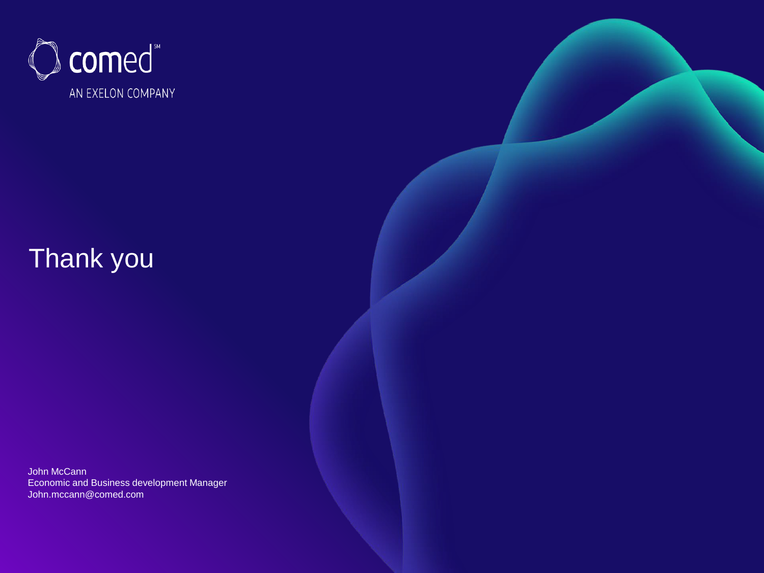comed
AN EXELON COMPANY

# Thank you

John McCann
Economic and Business development Manager
John.mccann@comed.com